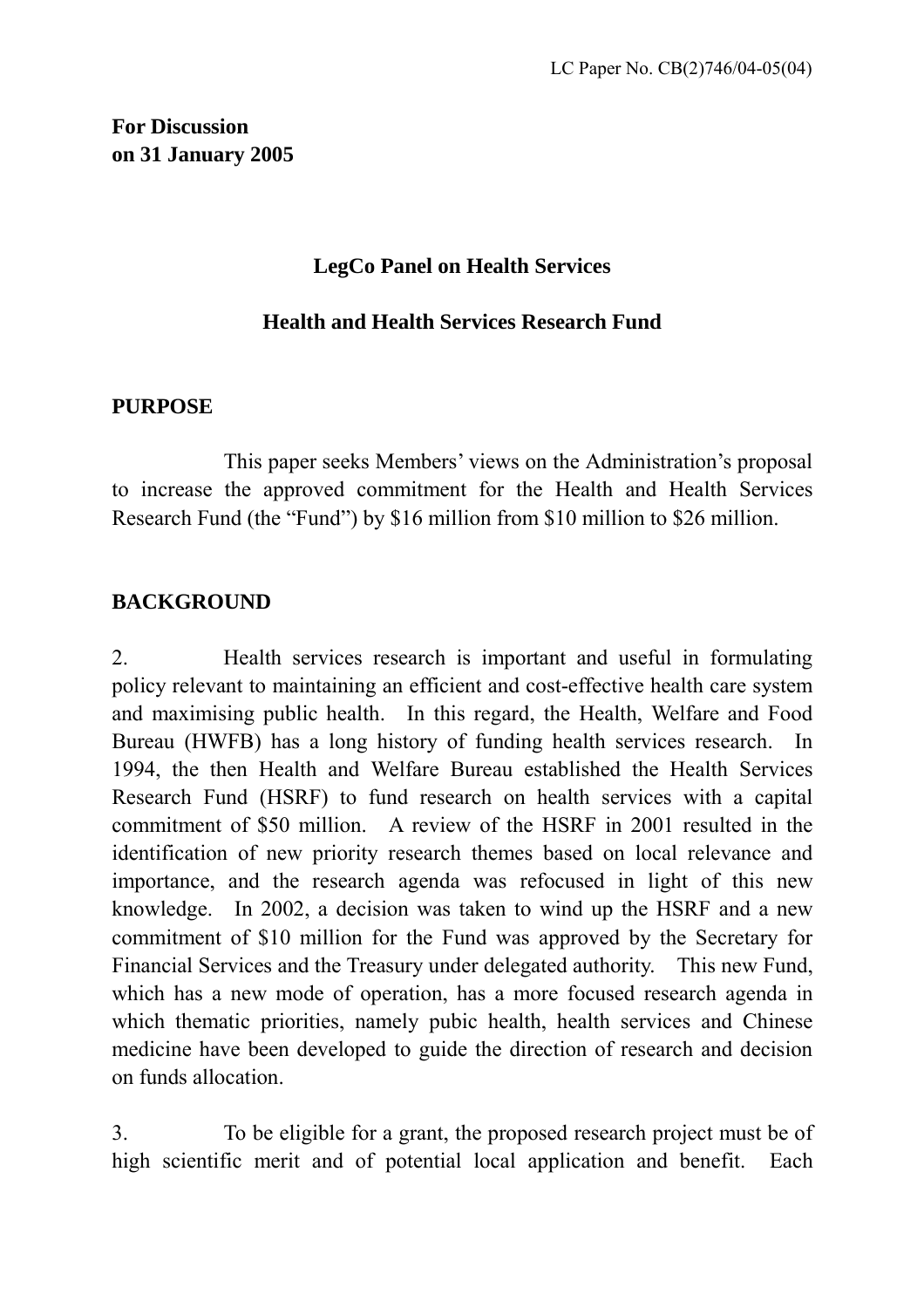LC Paper No. CB(2)746/04-05(04)

**For Discussion**
**on 31 January 2005**

## LegCo Panel on Health Services

## Health and Health Services Research Fund

### PURPOSE

This paper seeks Members' views on the Administration's proposal to increase the approved commitment for the Health and Health Services Research Fund (the "Fund") by $16 million from $10 million to $26 million.

### BACKGROUND

2. Health services research is important and useful in formulating policy relevant to maintaining an efficient and cost-effective health care system and maximising public health. In this regard, the Health, Welfare and Food Bureau (HWFB) has a long history of funding health services research. In 1994, the then Health and Welfare Bureau established the Health Services Research Fund (HSRF) to fund research on health services with a capital commitment of $50 million. A review of the HSRF in 2001 resulted in the identification of new priority research themes based on local relevance and importance, and the research agenda was refocused in light of this new knowledge. In 2002, a decision was taken to wind up the HSRF and a new commitment of $10 million for the Fund was approved by the Secretary for Financial Services and the Treasury under delegated authority. This new Fund, which has a new mode of operation, has a more focused research agenda in which thematic priorities, namely pubic health, health services and Chinese medicine have been developed to guide the direction of research and decision on funds allocation.

3. To be eligible for a grant, the proposed research project must be of high scientific merit and of potential local application and benefit. Each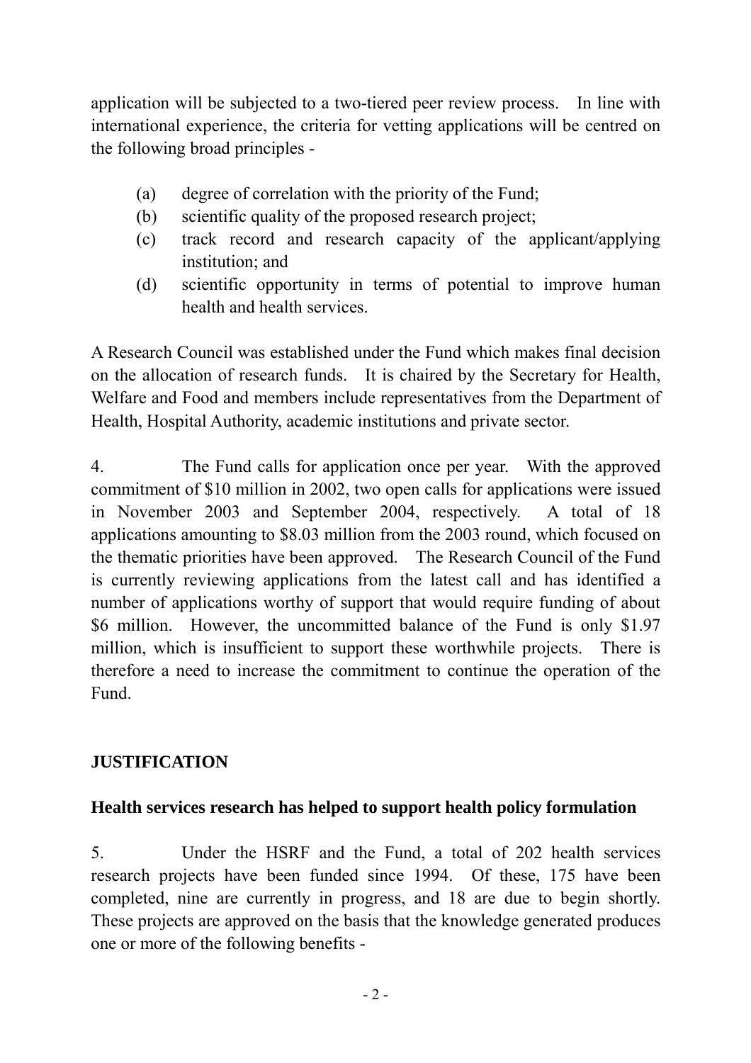application will be subjected to a two-tiered peer review process. In line with international experience, the criteria for vetting applications will be centred on the following broad principles -

- (a) degree of correlation with the priority of the Fund;
- (b) scientific quality of the proposed research project;
- (c) track record and research capacity of the applicant/applying institution; and
- (d) scientific opportunity in terms of potential to improve human health and health services.

A Research Council was established under the Fund which makes final decision on the allocation of research funds. It is chaired by the Secretary for Health, Welfare and Food and members include representatives from the Department of Health, Hospital Authority, academic institutions and private sector.

4. The Fund calls for application once per year. With the approved commitment of $10 million in 2002, two open calls for applications were issued in November 2003 and September 2004, respectively. A total of 18 applications amounting to $8.03 million from the 2003 round, which focused on the thematic priorities have been approved. The Research Council of the Fund is currently reviewing applications from the latest call and has identified a number of applications worthy of support that would require funding of about $6 million. However, the uncommitted balance of the Fund is only $1.97 million, which is insufficient to support these worthwhile projects. There is therefore a need to increase the commitment to continue the operation of the Fund.

## JUSTIFICATION

### Health services research has helped to support health policy formulation

5. Under the HSRF and the Fund, a total of 202 health services research projects have been funded since 1994. Of these, 175 have been completed, nine are currently in progress, and 18 are due to begin shortly. These projects are approved on the basis that the knowledge generated produces one or more of the following benefits -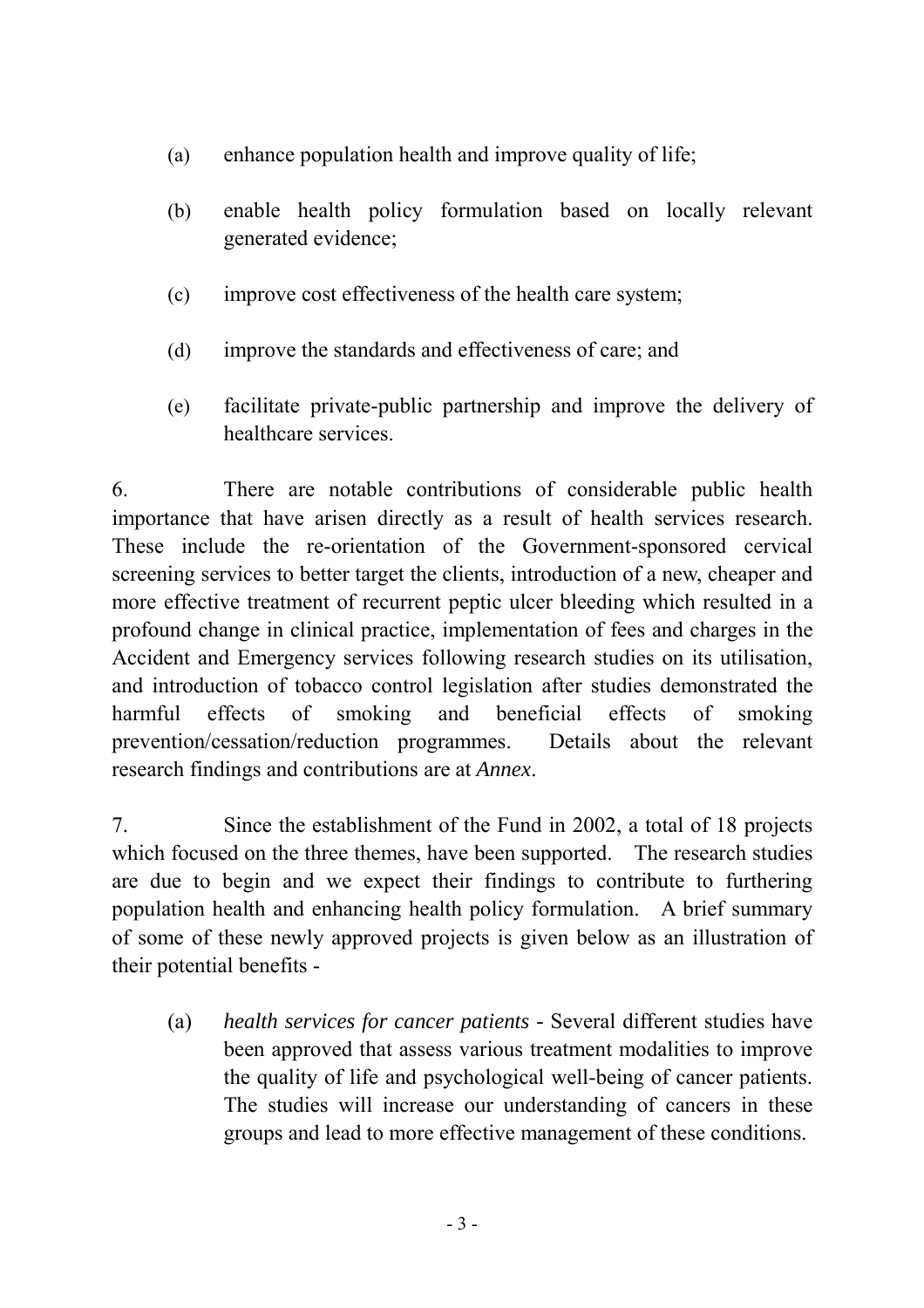(a) enhance population health and improve quality of life;

(b) enable health policy formulation based on locally relevant generated evidence;

(c) improve cost effectiveness of the health care system;

(d) improve the standards and effectiveness of care; and

(e) facilitate private-public partnership and improve the delivery of healthcare services.

6. There are notable contributions of considerable public health importance that have arisen directly as a result of health services research. These include the re-orientation of the Government-sponsored cervical screening services to better target the clients, introduction of a new, cheaper and more effective treatment of recurrent peptic ulcer bleeding which resulted in a profound change in clinical practice, implementation of fees and charges in the Accident and Emergency services following research studies on its utilisation, and introduction of tobacco control legislation after studies demonstrated the harmful effects of smoking and beneficial effects of smoking prevention/cessation/reduction programmes. Details about the relevant research findings and contributions are at *Annex*.

7. Since the establishment of the Fund in 2002, a total of 18 projects which focused on the three themes, have been supported. The research studies are due to begin and we expect their findings to contribute to furthering population health and enhancing health policy formulation. A brief summary of some of these newly approved projects is given below as an illustration of their potential benefits -

(a) *health services for cancer patients* - Several different studies have been approved that assess various treatment modalities to improve the quality of life and psychological well-being of cancer patients. The studies will increase our understanding of cancers in these groups and lead to more effective management of these conditions.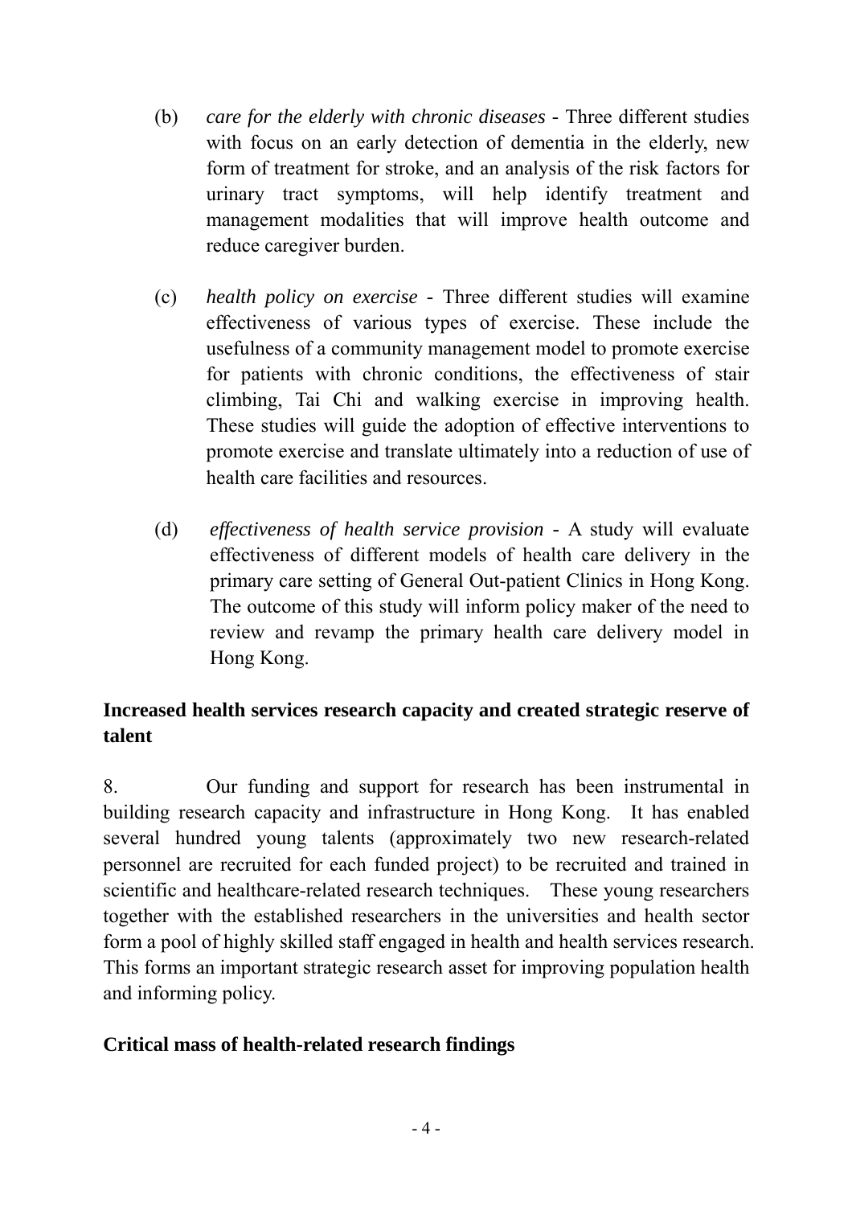(b) *care for the elderly with chronic diseases* - Three different studies with focus on an early detection of dementia in the elderly, new form of treatment for stroke, and an analysis of the risk factors for urinary tract symptoms, will help identify treatment and management modalities that will improve health outcome and reduce caregiver burden.

(c) *health policy on exercise* - Three different studies will examine effectiveness of various types of exercise. These include the usefulness of a community management model to promote exercise for patients with chronic conditions, the effectiveness of stair climbing, Tai Chi and walking exercise in improving health. These studies will guide the adoption of effective interventions to promote exercise and translate ultimately into a reduction of use of health care facilities and resources.

(d) *effectiveness of health service provision* - A study will evaluate effectiveness of different models of health care delivery in the primary care setting of General Out-patient Clinics in Hong Kong. The outcome of this study will inform policy maker of the need to review and revamp the primary health care delivery model in Hong Kong.

**Increased health services research capacity and created strategic reserve of talent**

8. Our funding and support for research has been instrumental in building research capacity and infrastructure in Hong Kong. It has enabled several hundred young talents (approximately two new research-related personnel are recruited for each funded project) to be recruited and trained in scientific and healthcare-related research techniques. These young researchers together with the established researchers in the universities and health sector form a pool of highly skilled staff engaged in health and health services research. This forms an important strategic research asset for improving population health and informing policy.

**Critical mass of health-related research findings**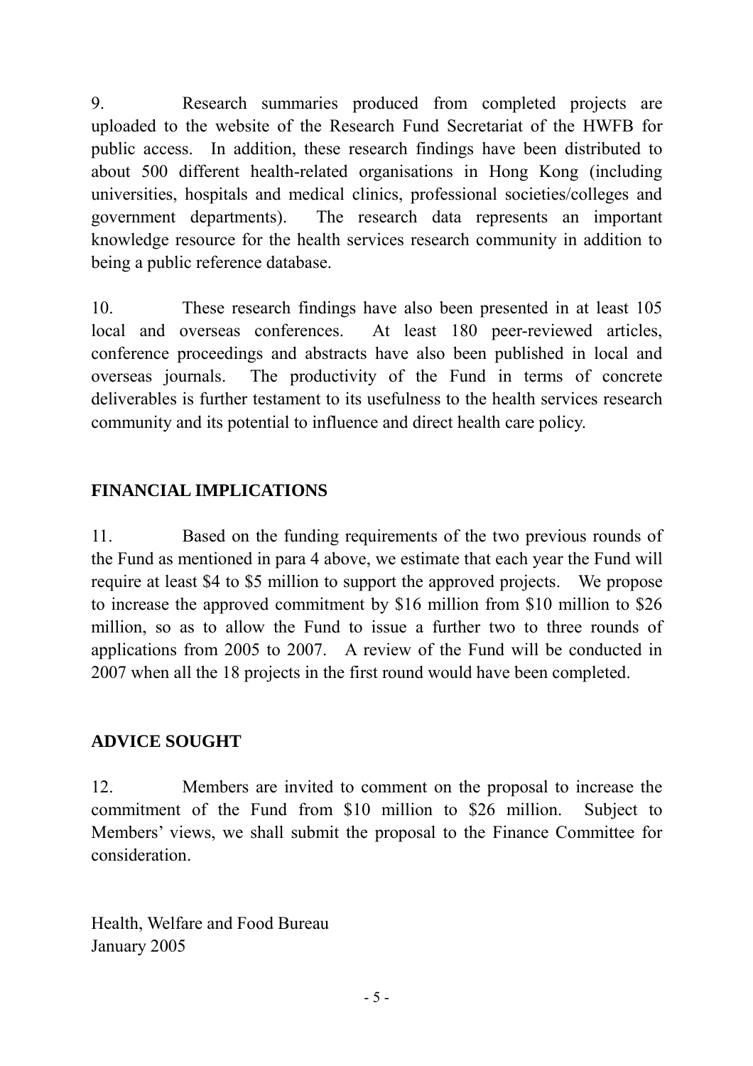9. Research summaries produced from completed projects are uploaded to the website of the Research Fund Secretariat of the HWFB for public access. In addition, these research findings have been distributed to about 500 different health-related organisations in Hong Kong (including universities, hospitals and medical clinics, professional societies/colleges and government departments). The research data represents an important knowledge resource for the health services research community in addition to being a public reference database.

10. These research findings have also been presented in at least 105 local and overseas conferences. At least 180 peer-reviewed articles, conference proceedings and abstracts have also been published in local and overseas journals. The productivity of the Fund in terms of concrete deliverables is further testament to its usefulness to the health services research community and its potential to influence and direct health care policy.

## FINANCIAL IMPLICATIONS

11. Based on the funding requirements of the two previous rounds of the Fund as mentioned in para 4 above, we estimate that each year the Fund will require at least $4 to $5 million to support the approved projects. We propose to increase the approved commitment by $16 million from $10 million to $26 million, so as to allow the Fund to issue a further two to three rounds of applications from 2005 to 2007. A review of the Fund will be conducted in 2007 when all the 18 projects in the first round would have been completed.

## ADVICE SOUGHT

12. Members are invited to comment on the proposal to increase the commitment of the Fund from $10 million to $26 million. Subject to Members' views, we shall submit the proposal to the Finance Committee for consideration.

Health, Welfare and Food Bureau
January 2005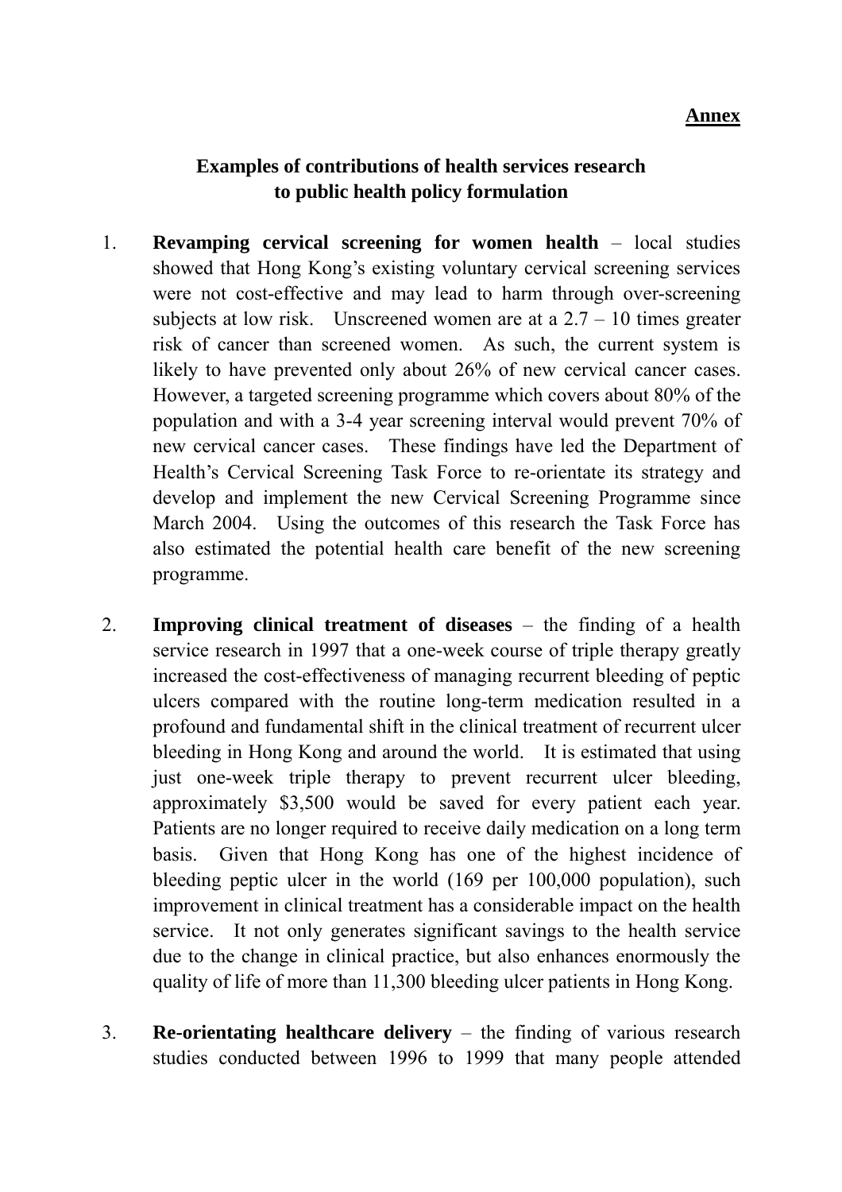**Annex**

**Examples of contributions of health services research to public health policy formulation**

1. **Revamping cervical screening for women health** – local studies showed that Hong Kong's existing voluntary cervical screening services were not cost-effective and may lead to harm through over-screening subjects at low risk. Unscreened women are at a 2.7 – 10 times greater risk of cancer than screened women. As such, the current system is likely to have prevented only about 26% of new cervical cancer cases. However, a targeted screening programme which covers about 80% of the population and with a 3-4 year screening interval would prevent 70% of new cervical cancer cases. These findings have led the Department of Health's Cervical Screening Task Force to re-orientate its strategy and develop and implement the new Cervical Screening Programme since March 2004. Using the outcomes of this research the Task Force has also estimated the potential health care benefit of the new screening programme.

2. **Improving clinical treatment of diseases** – the finding of a health service research in 1997 that a one-week course of triple therapy greatly increased the cost-effectiveness of managing recurrent bleeding of peptic ulcers compared with the routine long-term medication resulted in a profound and fundamental shift in the clinical treatment of recurrent ulcer bleeding in Hong Kong and around the world. It is estimated that using just one-week triple therapy to prevent recurrent ulcer bleeding, approximately $3,500 would be saved for every patient each year. Patients are no longer required to receive daily medication on a long term basis. Given that Hong Kong has one of the highest incidence of bleeding peptic ulcer in the world (169 per 100,000 population), such improvement in clinical treatment has a considerable impact on the health service. It not only generates significant savings to the health service due to the change in clinical practice, but also enhances enormously the quality of life of more than 11,300 bleeding ulcer patients in Hong Kong.

3. **Re-orientating healthcare delivery** – the finding of various research studies conducted between 1996 to 1999 that many people attended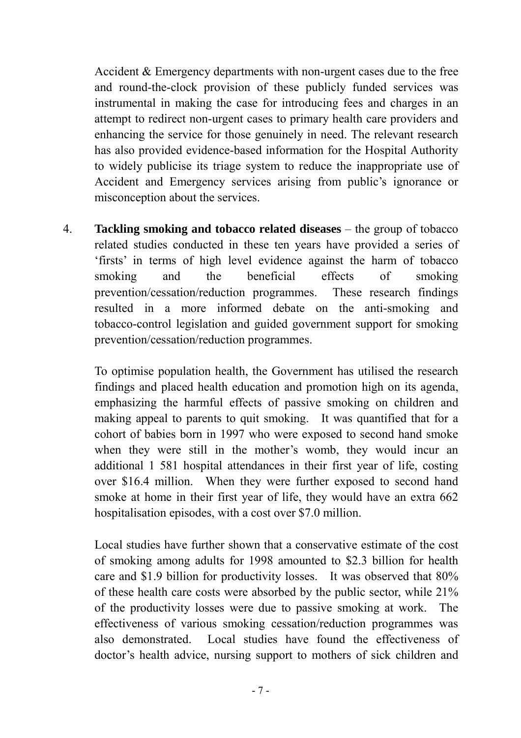Accident & Emergency departments with non-urgent cases due to the free and round-the-clock provision of these publicly funded services was instrumental in making the case for introducing fees and charges in an attempt to redirect non-urgent cases to primary health care providers and enhancing the service for those genuinely in need. The relevant research has also provided evidence-based information for the Hospital Authority to widely publicise its triage system to reduce the inappropriate use of Accident and Emergency services arising from public's ignorance or misconception about the services.

4. **Tackling smoking and tobacco related diseases** – the group of tobacco related studies conducted in these ten years have provided a series of 'firsts' in terms of high level evidence against the harm of tobacco smoking and the beneficial effects of smoking prevention/cessation/reduction programmes. These research findings resulted in a more informed debate on the anti-smoking and tobacco-control legislation and guided government support for smoking prevention/cessation/reduction programmes.

   To optimise population health, the Government has utilised the research findings and placed health education and promotion high on its agenda, emphasizing the harmful effects of passive smoking on children and making appeal to parents to quit smoking. It was quantified that for a cohort of babies born in 1997 who were exposed to second hand smoke when they were still in the mother's womb, they would incur an additional 1 581 hospital attendances in their first year of life, costing over $16.4 million. When they were further exposed to second hand smoke at home in their first year of life, they would have an extra 662 hospitalisation episodes, with a cost over $7.0 million.

   Local studies have further shown that a conservative estimate of the cost of smoking among adults for 1998 amounted to $2.3 billion for health care and $1.9 billion for productivity losses. It was observed that 80% of these health care costs were absorbed by the public sector, while 21% of the productivity losses were due to passive smoking at work. The effectiveness of various smoking cessation/reduction programmes was also demonstrated. Local studies have found the effectiveness of doctor's health advice, nursing support to mothers of sick children and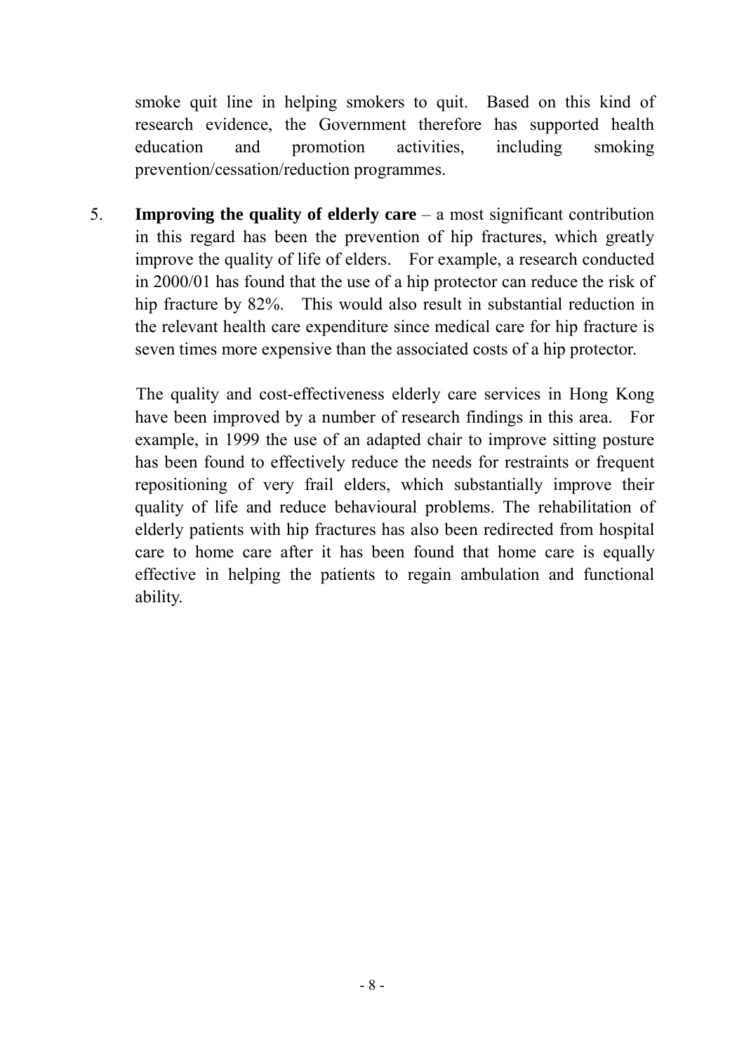smoke quit line in helping smokers to quit. Based on this kind of research evidence, the Government therefore has supported health education and promotion activities, including smoking prevention/cessation/reduction programmes.

5. **Improving the quality of elderly care** – a most significant contribution in this regard has been the prevention of hip fractures, which greatly improve the quality of life of elders. For example, a research conducted in 2000/01 has found that the use of a hip protector can reduce the risk of hip fracture by 82%. This would also result in substantial reduction in the relevant health care expenditure since medical care for hip fracture is seven times more expensive than the associated costs of a hip protector.

   The quality and cost-effectiveness elderly care services in Hong Kong have been improved by a number of research findings in this area. For example, in 1999 the use of an adapted chair to improve sitting posture has been found to effectively reduce the needs for restraints or frequent repositioning of very frail elders, which substantially improve their quality of life and reduce behavioural problems. The rehabilitation of elderly patients with hip fractures has also been redirected from hospital care to home care after it has been found that home care is equally effective in helping the patients to regain ambulation and functional ability.